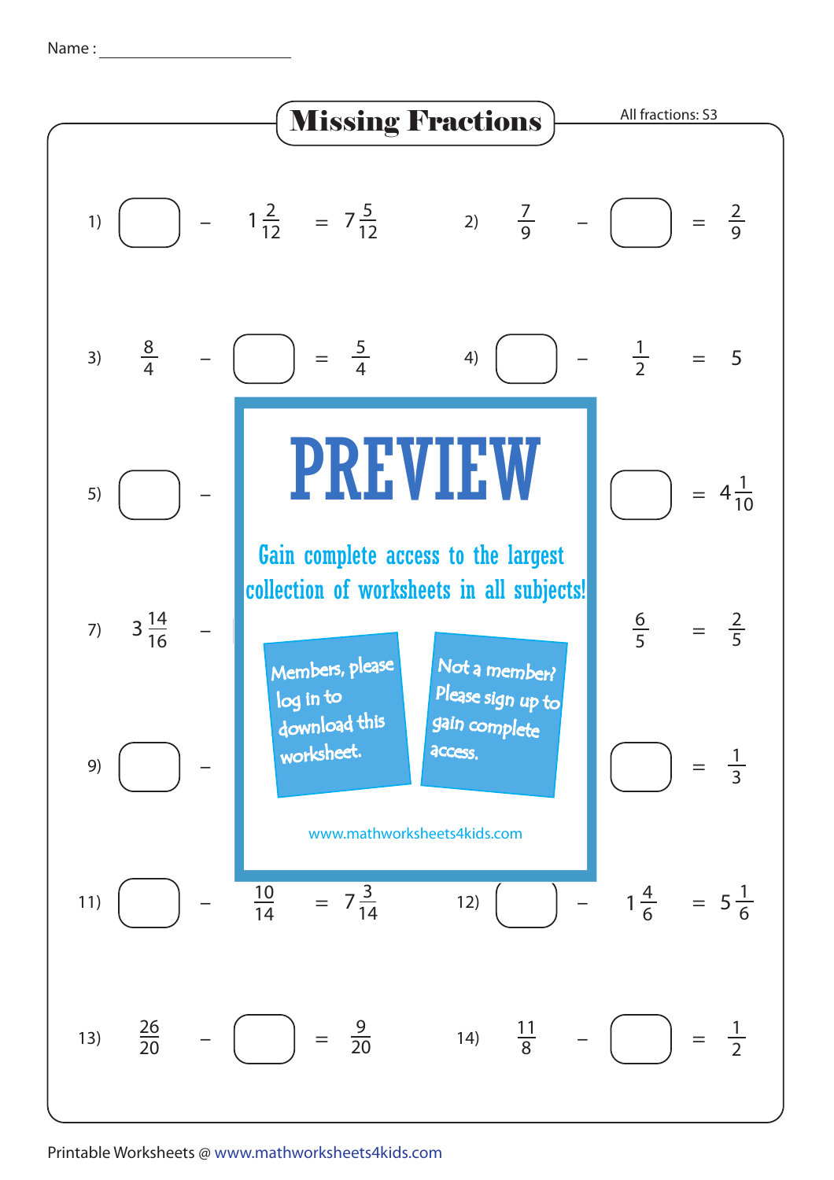Name : ____________________

# Missing Fractions

All fractions: S3

1) $\square - 1\frac{2}{12} = 7\frac{5}{12}$

2) $\frac{7}{9} - \square = \frac{2}{9}$

3) $\frac{8}{4} - \square = \frac{5}{4}$

4) $\square - \frac{1}{2} = 5$

5) $\square -$

$\square = 4\frac{1}{10}$

7) $3\frac{14}{16} -$

$\frac{6}{5} = \frac{2}{5}$

9) $\square -$

$\square = \frac{1}{3}$

11) $\square - \frac{10}{14} = 7\frac{3}{14}$

12) $\square - 1\frac{4}{6} = 5\frac{1}{6}$

13) $\frac{26}{20} - \square = \frac{9}{20}$

14) $\frac{11}{8} - \square = \frac{1}{2}$

PREVIEW

Gain complete access to the largest collection of worksheets in all subjects!

Members, please log in to download this worksheet.

Not a member? Please sign up to gain complete access.

www.mathworksheets4kids.com

Printable Worksheets @ www.mathworksheets4kids.com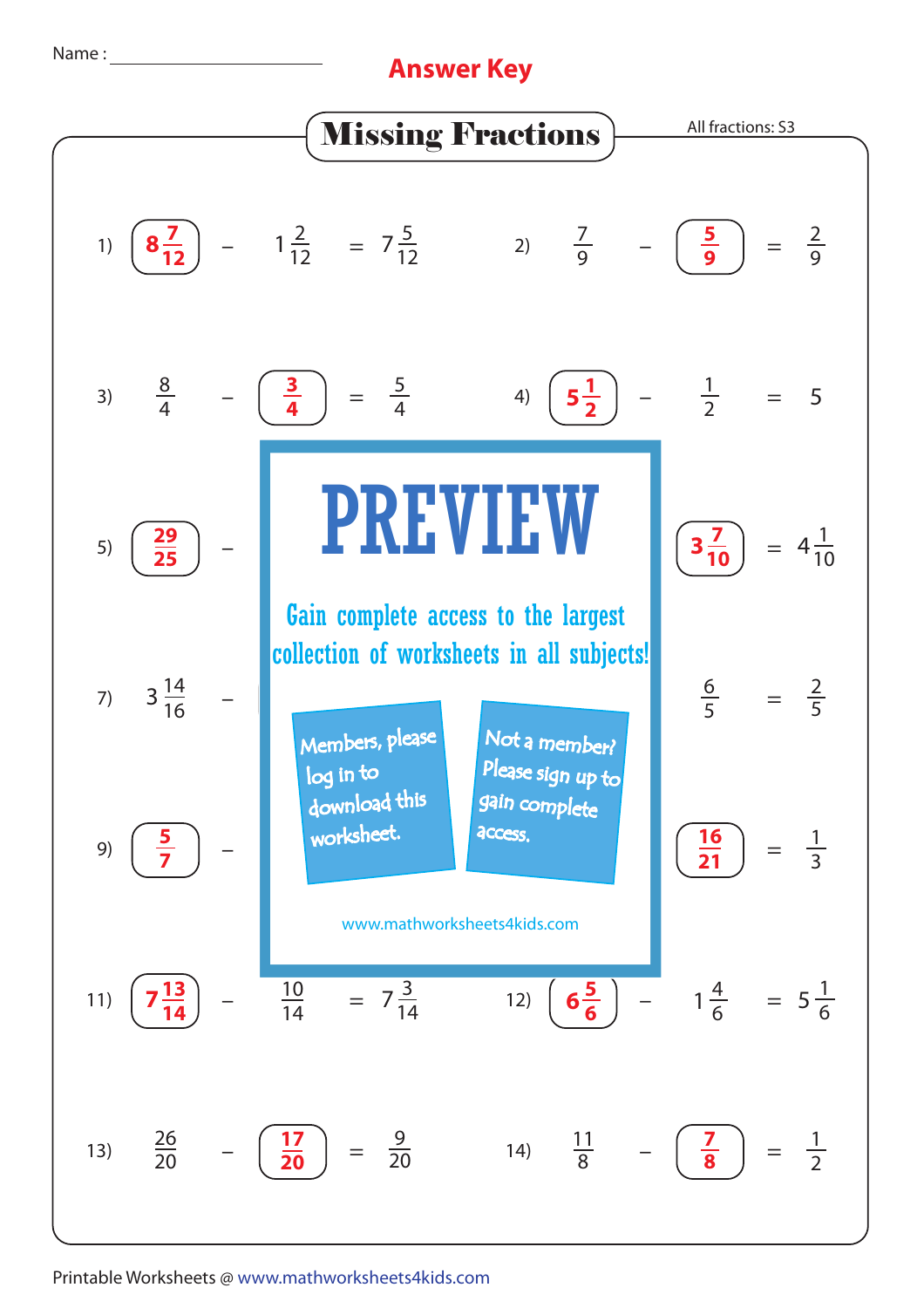Name : ____________________

**Answer Key**

# Missing Fractions

All fractions: S3

1) $\boxed{8\frac{7}{12}} - 1\frac{2}{12} = 7\frac{5}{12}$

2) $\frac{7}{9} - \boxed{\frac{5}{9}} = \frac{2}{9}$

3) $\frac{8}{4} - \boxed{\frac{3}{4}} = \frac{5}{4}$

4) $\boxed{5\frac{1}{2}} - \frac{1}{2} = 5$

5) $\boxed{\frac{29}{25}} -$

6) $\boxed{3\frac{7}{10}} = 4\frac{1}{10}$

7) $3\frac{14}{16} -$

8) $\frac{6}{5} = \frac{2}{5}$

9) $\boxed{\frac{5}{7}} -$

10) $\boxed{\frac{16}{21}} = \frac{1}{3}$

PREVIEW

Gain complete access to the largest collection of worksheets in all subjects!

Members, please log in to download this worksheet.

Not a member? Please sign up to gain complete access.

www.mathworksheets4kids.com

11) $\boxed{7\frac{13}{14}} - \frac{10}{14} = 7\frac{3}{14}$

12) $\boxed{6\frac{5}{6}} - 1\frac{4}{6} = 5\frac{1}{6}$

13) $\frac{26}{20} - \boxed{\frac{17}{20}} = \frac{9}{20}$

14) $\frac{11}{8} - \boxed{\frac{7}{8}} = \frac{1}{2}$

Printable Worksheets @ www.mathworksheets4kids.com